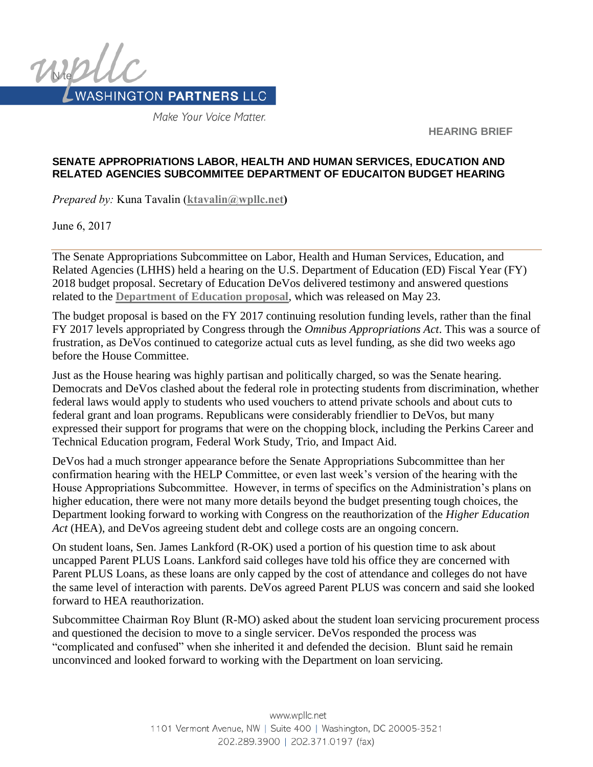**HEARING BRIEF**

## SENATE APPROPRIATIONS LABOR, HEALTH AND HUMAN SERVICES, EDUCATION AND RELATED AGENCIES SUBCOMMITEE DEPARTMENT OF EDUCAITON BUDGET HEARING

*Prepared by:* Kuna Tavalin (**ktavalin@wpllc.net**)

June 6, 2017

---

The Senate Appropriations Subcommittee on Labor, Health and Human Services, Education, and Related Agencies (LHHS) held a hearing on the U.S. Department of Education (ED) Fiscal Year (FY) 2018 budget proposal. Secretary of Education DeVos delivered testimony and answered questions related to the **Department of Education proposal**, which was released on May 23.

The budget proposal is based on the FY 2017 continuing resolution funding levels, rather than the final FY 2017 levels appropriated by Congress through the *Omnibus Appropriations Act*. This was a source of frustration, as DeVos continued to categorize actual cuts as level funding, as she did two weeks ago before the House Committee.

Just as the House hearing was highly partisan and politically charged, so was the Senate hearing. Democrats and DeVos clashed about the federal role in protecting students from discrimination, whether federal laws would apply to students who used vouchers to attend private schools and about cuts to federal grant and loan programs. Republicans were considerably friendlier to DeVos, but many expressed their support for programs that were on the chopping block, including the Perkins Career and Technical Education program, Federal Work Study, Trio, and Impact Aid.

DeVos had a much stronger appearance before the Senate Appropriations Subcommittee than her confirmation hearing with the HELP Committee, or even last week's version of the hearing with the House Appropriations Subcommittee. However, in terms of specifics on the Administration's plans on higher education, there were not many more details beyond the budget presenting tough choices, the Department looking forward to working with Congress on the reauthorization of the *Higher Education Act* (HEA), and DeVos agreeing student debt and college costs are an ongoing concern.

On student loans, Sen. James Lankford (R-OK) used a portion of his question time to ask about uncapped Parent PLUS Loans. Lankford said colleges have told his office they are concerned with Parent PLUS Loans, as these loans are only capped by the cost of attendance and colleges do not have the same level of interaction with parents. DeVos agreed Parent PLUS was concern and said she looked forward to HEA reauthorization.

Subcommittee Chairman Roy Blunt (R-MO) asked about the student loan servicing procurement process and questioned the decision to move to a single servicer. DeVos responded the process was "complicated and confused" when she inherited it and defended the decision. Blunt said he remain unconvinced and looked forward to working with the Department on loan servicing.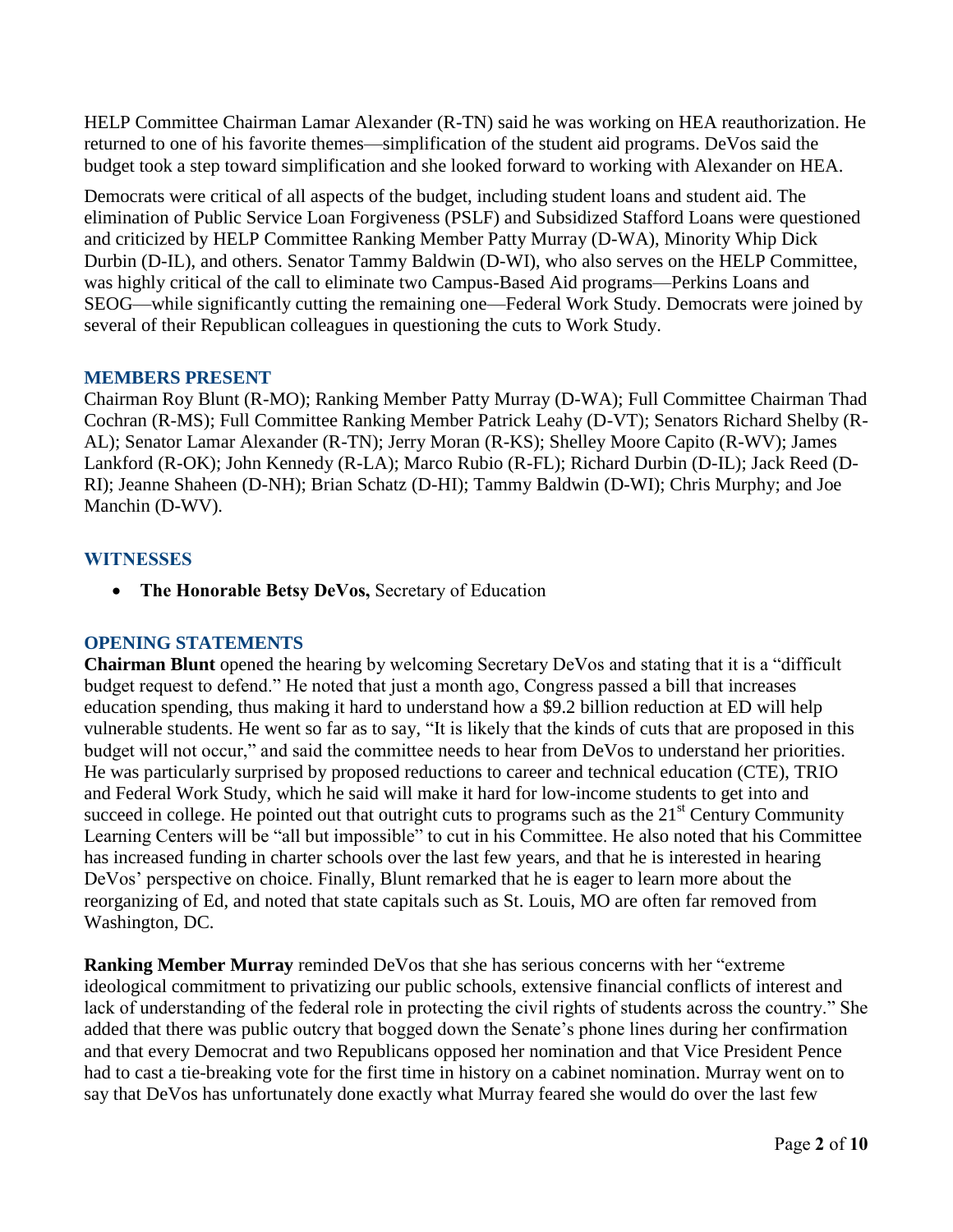HELP Committee Chairman Lamar Alexander (R-TN) said he was working on HEA reauthorization. He returned to one of his favorite themes—simplification of the student aid programs. DeVos said the budget took a step toward simplification and she looked forward to working with Alexander on HEA.

Democrats were critical of all aspects of the budget, including student loans and student aid. The elimination of Public Service Loan Forgiveness (PSLF) and Subsidized Stafford Loans were questioned and criticized by HELP Committee Ranking Member Patty Murray (D-WA), Minority Whip Dick Durbin (D-IL), and others. Senator Tammy Baldwin (D-WI), who also serves on the HELP Committee, was highly critical of the call to eliminate two Campus-Based Aid programs—Perkins Loans and SEOG—while significantly cutting the remaining one—Federal Work Study. Democrats were joined by several of their Republican colleagues in questioning the cuts to Work Study.

## MEMBERS PRESENT

Chairman Roy Blunt (R-MO); Ranking Member Patty Murray (D-WA); Full Committee Chairman Thad Cochran (R-MS); Full Committee Ranking Member Patrick Leahy (D-VT); Senators Richard Shelby (R-AL); Senator Lamar Alexander (R-TN); Jerry Moran (R-KS); Shelley Moore Capito (R-WV); James Lankford (R-OK); John Kennedy (R-LA); Marco Rubio (R-FL); Richard Durbin (D-IL); Jack Reed (D-RI); Jeanne Shaheen (D-NH); Brian Schatz (D-HI); Tammy Baldwin (D-WI); Chris Murphy; and Joe Manchin (D-WV).

## WITNESSES

- **The Honorable Betsy DeVos,** Secretary of Education

## OPENING STATEMENTS

**Chairman Blunt** opened the hearing by welcoming Secretary DeVos and stating that it is a "difficult budget request to defend." He noted that just a month ago, Congress passed a bill that increases education spending, thus making it hard to understand how a $9.2 billion reduction at ED will help vulnerable students. He went so far as to say, "It is likely that the kinds of cuts that are proposed in this budget will not occur," and said the committee needs to hear from DeVos to understand her priorities. He was particularly surprised by proposed reductions to career and technical education (CTE), TRIO and Federal Work Study, which he said will make it hard for low-income students to get into and succeed in college. He pointed out that outright cuts to programs such as the 21st Century Community Learning Centers will be "all but impossible" to cut in his Committee. He also noted that his Committee has increased funding in charter schools over the last few years, and that he is interested in hearing DeVos' perspective on choice. Finally, Blunt remarked that he is eager to learn more about the reorganizing of Ed, and noted that state capitals such as St. Louis, MO are often far removed from Washington, DC.

**Ranking Member Murray** reminded DeVos that she has serious concerns with her "extreme ideological commitment to privatizing our public schools, extensive financial conflicts of interest and lack of understanding of the federal role in protecting the civil rights of students across the country." She added that there was public outcry that bogged down the Senate's phone lines during her confirmation and that every Democrat and two Republicans opposed her nomination and that Vice President Pence had to cast a tie-breaking vote for the first time in history on a cabinet nomination. Murray went on to say that DeVos has unfortunately done exactly what Murray feared she would do over the last few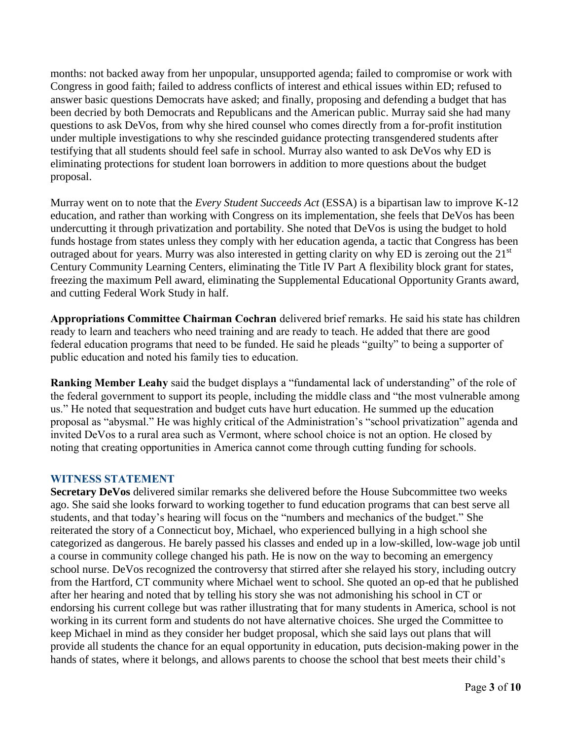months: not backed away from her unpopular, unsupported agenda; failed to compromise or work with Congress in good faith; failed to address conflicts of interest and ethical issues within ED; refused to answer basic questions Democrats have asked; and finally, proposing and defending a budget that has been decried by both Democrats and Republicans and the American public. Murray said she had many questions to ask DeVos, from why she hired counsel who comes directly from a for-profit institution under multiple investigations to why she rescinded guidance protecting transgendered students after testifying that all students should feel safe in school. Murray also wanted to ask DeVos why ED is eliminating protections for student loan borrowers in addition to more questions about the budget proposal.

Murray went on to note that the *Every Student Succeeds Act* (ESSA) is a bipartisan law to improve K-12 education, and rather than working with Congress on its implementation, she feels that DeVos has been undercutting it through privatization and portability. She noted that DeVos is using the budget to hold funds hostage from states unless they comply with her education agenda, a tactic that Congress has been outraged about for years. Murry was also interested in getting clarity on why ED is zeroing out the 21st Century Community Learning Centers, eliminating the Title IV Part A flexibility block grant for states, freezing the maximum Pell award, eliminating the Supplemental Educational Opportunity Grants award, and cutting Federal Work Study in half.

**Appropriations Committee Chairman Cochran** delivered brief remarks. He said his state has children ready to learn and teachers who need training and are ready to teach. He added that there are good federal education programs that need to be funded. He said he pleads "guilty" to being a supporter of public education and noted his family ties to education.

**Ranking Member Leahy** said the budget displays a "fundamental lack of understanding" of the role of the federal government to support its people, including the middle class and "the most vulnerable among us." He noted that sequestration and budget cuts have hurt education. He summed up the education proposal as "abysmal." He was highly critical of the Administration's "school privatization" agenda and invited DeVos to a rural area such as Vermont, where school choice is not an option. He closed by noting that creating opportunities in America cannot come through cutting funding for schools.

## WITNESS STATEMENT

**Secretary DeVos** delivered similar remarks she delivered before the House Subcommittee two weeks ago. She said she looks forward to working together to fund education programs that can best serve all students, and that today's hearing will focus on the "numbers and mechanics of the budget." She reiterated the story of a Connecticut boy, Michael, who experienced bullying in a high school she categorized as dangerous. He barely passed his classes and ended up in a low-skilled, low-wage job until a course in community college changed his path. He is now on the way to becoming an emergency school nurse. DeVos recognized the controversy that stirred after she relayed his story, including outcry from the Hartford, CT community where Michael went to school. She quoted an op-ed that he published after her hearing and noted that by telling his story she was not admonishing his school in CT or endorsing his current college but was rather illustrating that for many students in America, school is not working in its current form and students do not have alternative choices. She urged the Committee to keep Michael in mind as they consider her budget proposal, which she said lays out plans that will provide all students the chance for an equal opportunity in education, puts decision-making power in the hands of states, where it belongs, and allows parents to choose the school that best meets their child's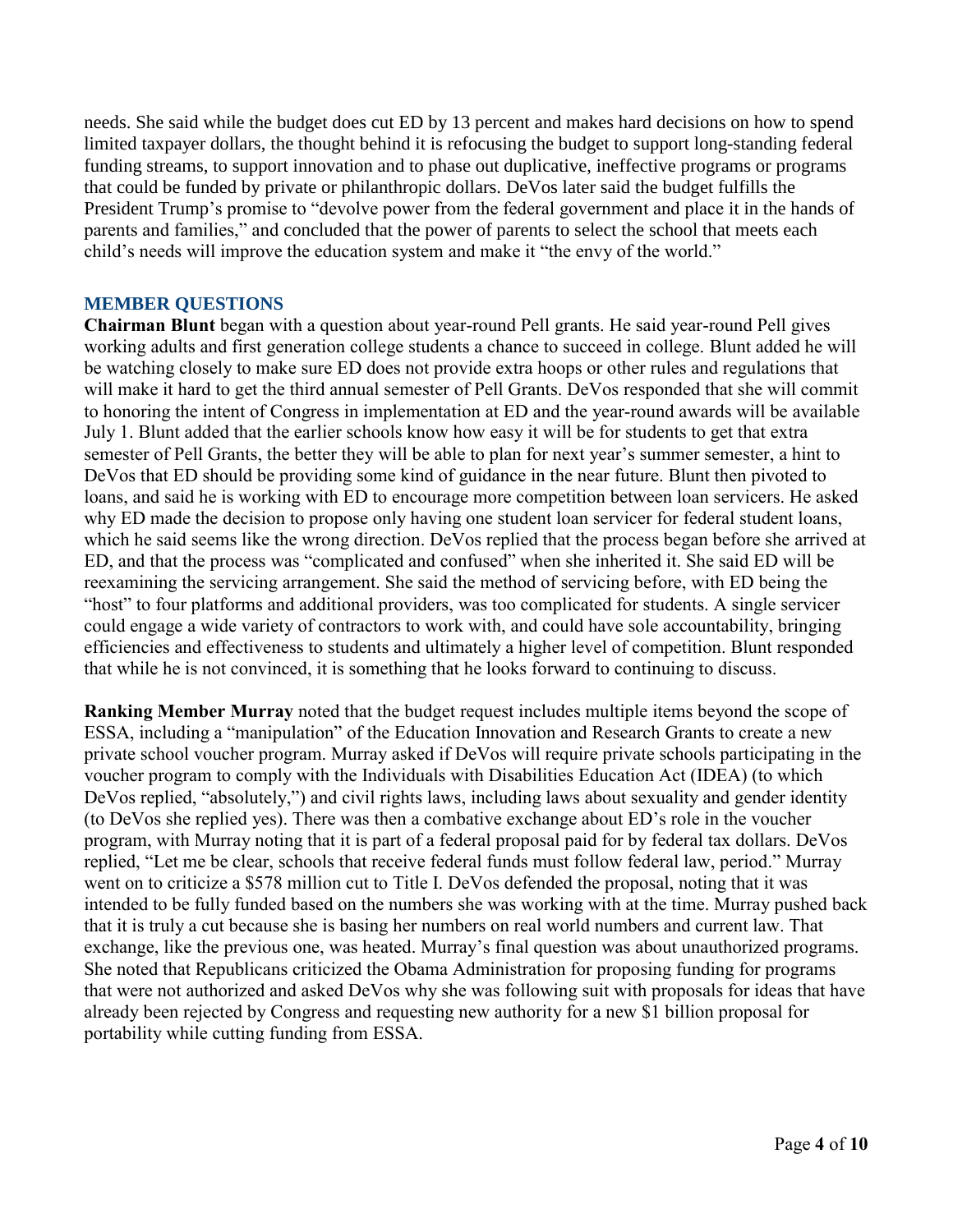needs. She said while the budget does cut ED by 13 percent and makes hard decisions on how to spend limited taxpayer dollars, the thought behind it is refocusing the budget to support long-standing federal funding streams, to support innovation and to phase out duplicative, ineffective programs or programs that could be funded by private or philanthropic dollars. DeVos later said the budget fulfills the President Trump's promise to "devolve power from the federal government and place it in the hands of parents and families," and concluded that the power of parents to select the school that meets each child's needs will improve the education system and make it "the envy of the world."

## MEMBER QUESTIONS

**Chairman Blunt** began with a question about year-round Pell grants. He said year-round Pell gives working adults and first generation college students a chance to succeed in college. Blunt added he will be watching closely to make sure ED does not provide extra hoops or other rules and regulations that will make it hard to get the third annual semester of Pell Grants. DeVos responded that she will commit to honoring the intent of Congress in implementation at ED and the year-round awards will be available July 1. Blunt added that the earlier schools know how easy it will be for students to get that extra semester of Pell Grants, the better they will be able to plan for next year's summer semester, a hint to DeVos that ED should be providing some kind of guidance in the near future. Blunt then pivoted to loans, and said he is working with ED to encourage more competition between loan servicers. He asked why ED made the decision to propose only having one student loan servicer for federal student loans, which he said seems like the wrong direction. DeVos replied that the process began before she arrived at ED, and that the process was "complicated and confused" when she inherited it. She said ED will be reexamining the servicing arrangement. She said the method of servicing before, with ED being the "host" to four platforms and additional providers, was too complicated for students. A single servicer could engage a wide variety of contractors to work with, and could have sole accountability, bringing efficiencies and effectiveness to students and ultimately a higher level of competition. Blunt responded that while he is not convinced, it is something that he looks forward to continuing to discuss.

**Ranking Member Murray** noted that the budget request includes multiple items beyond the scope of ESSA, including a "manipulation" of the Education Innovation and Research Grants to create a new private school voucher program. Murray asked if DeVos will require private schools participating in the voucher program to comply with the Individuals with Disabilities Education Act (IDEA) (to which DeVos replied, "absolutely,") and civil rights laws, including laws about sexuality and gender identity (to DeVos she replied yes). There was then a combative exchange about ED's role in the voucher program, with Murray noting that it is part of a federal proposal paid for by federal tax dollars. DeVos replied, "Let me be clear, schools that receive federal funds must follow federal law, period." Murray went on to criticize a \$578 million cut to Title I. DeVos defended the proposal, noting that it was intended to be fully funded based on the numbers she was working with at the time. Murray pushed back that it is truly a cut because she is basing her numbers on real world numbers and current law. That exchange, like the previous one, was heated. Murray's final question was about unauthorized programs. She noted that Republicans criticized the Obama Administration for proposing funding for programs that were not authorized and asked DeVos why she was following suit with proposals for ideas that have already been rejected by Congress and requesting new authority for a new \$1 billion proposal for portability while cutting funding from ESSA.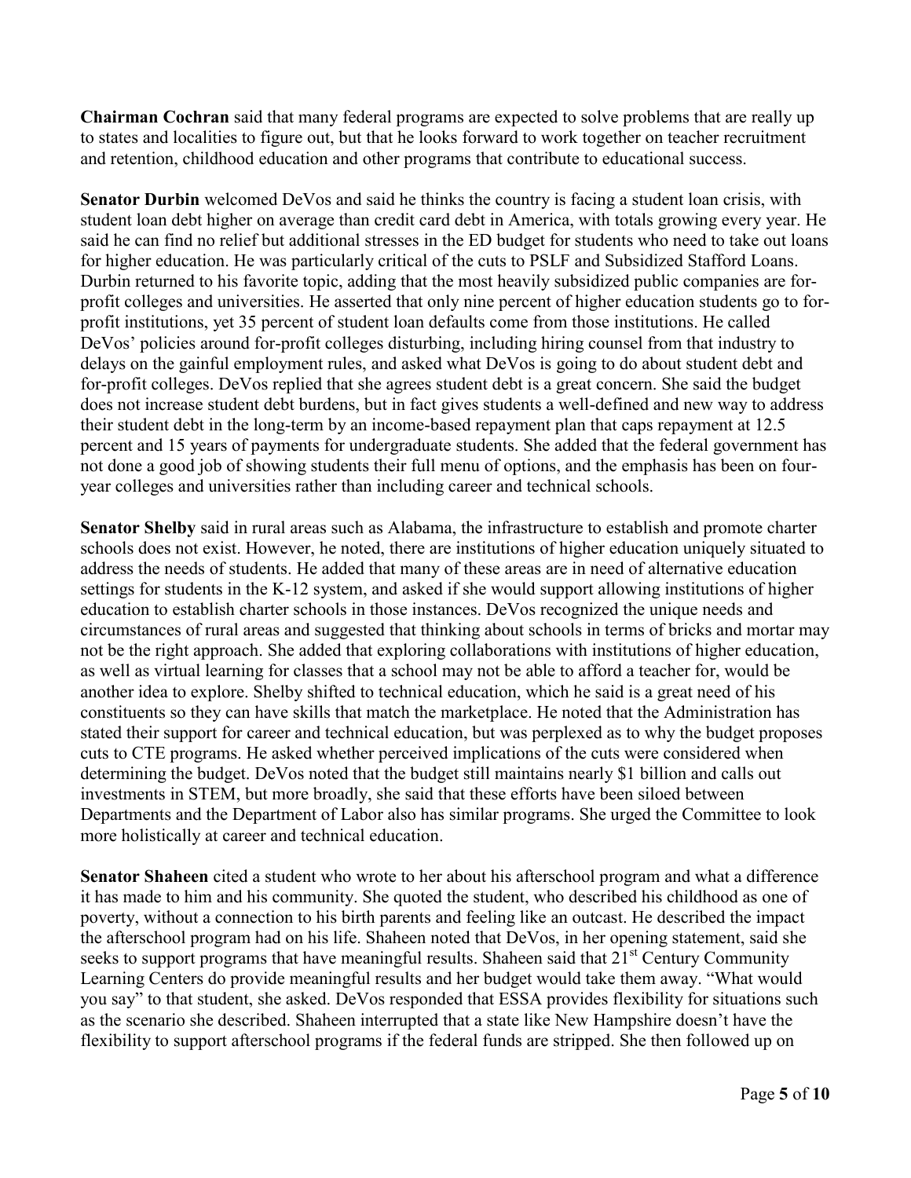**Chairman Cochran** said that many federal programs are expected to solve problems that are really up to states and localities to figure out, but that he looks forward to work together on teacher recruitment and retention, childhood education and other programs that contribute to educational success.

**Senator Durbin** welcomed DeVos and said he thinks the country is facing a student loan crisis, with student loan debt higher on average than credit card debt in America, with totals growing every year. He said he can find no relief but additional stresses in the ED budget for students who need to take out loans for higher education. He was particularly critical of the cuts to PSLF and Subsidized Stafford Loans. Durbin returned to his favorite topic, adding that the most heavily subsidized public companies are for-profit colleges and universities. He asserted that only nine percent of higher education students go to for-profit institutions, yet 35 percent of student loan defaults come from those institutions. He called DeVos' policies around for-profit colleges disturbing, including hiring counsel from that industry to delays on the gainful employment rules, and asked what DeVos is going to do about student debt and for-profit colleges. DeVos replied that she agrees student debt is a great concern. She said the budget does not increase student debt burdens, but in fact gives students a well-defined and new way to address their student debt in the long-term by an income-based repayment plan that caps repayment at 12.5 percent and 15 years of payments for undergraduate students. She added that the federal government has not done a good job of showing students their full menu of options, and the emphasis has been on four-year colleges and universities rather than including career and technical schools.

**Senator Shelby** said in rural areas such as Alabama, the infrastructure to establish and promote charter schools does not exist. However, he noted, there are institutions of higher education uniquely situated to address the needs of students. He added that many of these areas are in need of alternative education settings for students in the K-12 system, and asked if she would support allowing institutions of higher education to establish charter schools in those instances. DeVos recognized the unique needs and circumstances of rural areas and suggested that thinking about schools in terms of bricks and mortar may not be the right approach. She added that exploring collaborations with institutions of higher education, as well as virtual learning for classes that a school may not be able to afford a teacher for, would be another idea to explore. Shelby shifted to technical education, which he said is a great need of his constituents so they can have skills that match the marketplace. He noted that the Administration has stated their support for career and technical education, but was perplexed as to why the budget proposes cuts to CTE programs. He asked whether perceived implications of the cuts were considered when determining the budget. DeVos noted that the budget still maintains nearly $1 billion and calls out investments in STEM, but more broadly, she said that these efforts have been siloed between Departments and the Department of Labor also has similar programs. She urged the Committee to look more holistically at career and technical education.

**Senator Shaheen** cited a student who wrote to her about his afterschool program and what a difference it has made to him and his community. She quoted the student, who described his childhood as one of poverty, without a connection to his birth parents and feeling like an outcast. He described the impact the afterschool program had on his life. Shaheen noted that DeVos, in her opening statement, said she seeks to support programs that have meaningful results. Shaheen said that 21st Century Community Learning Centers do provide meaningful results and her budget would take them away. "What would you say" to that student, she asked. DeVos responded that ESSA provides flexibility for situations such as the scenario she described. Shaheen interrupted that a state like New Hampshire doesn't have the flexibility to support afterschool programs if the federal funds are stripped. She then followed up on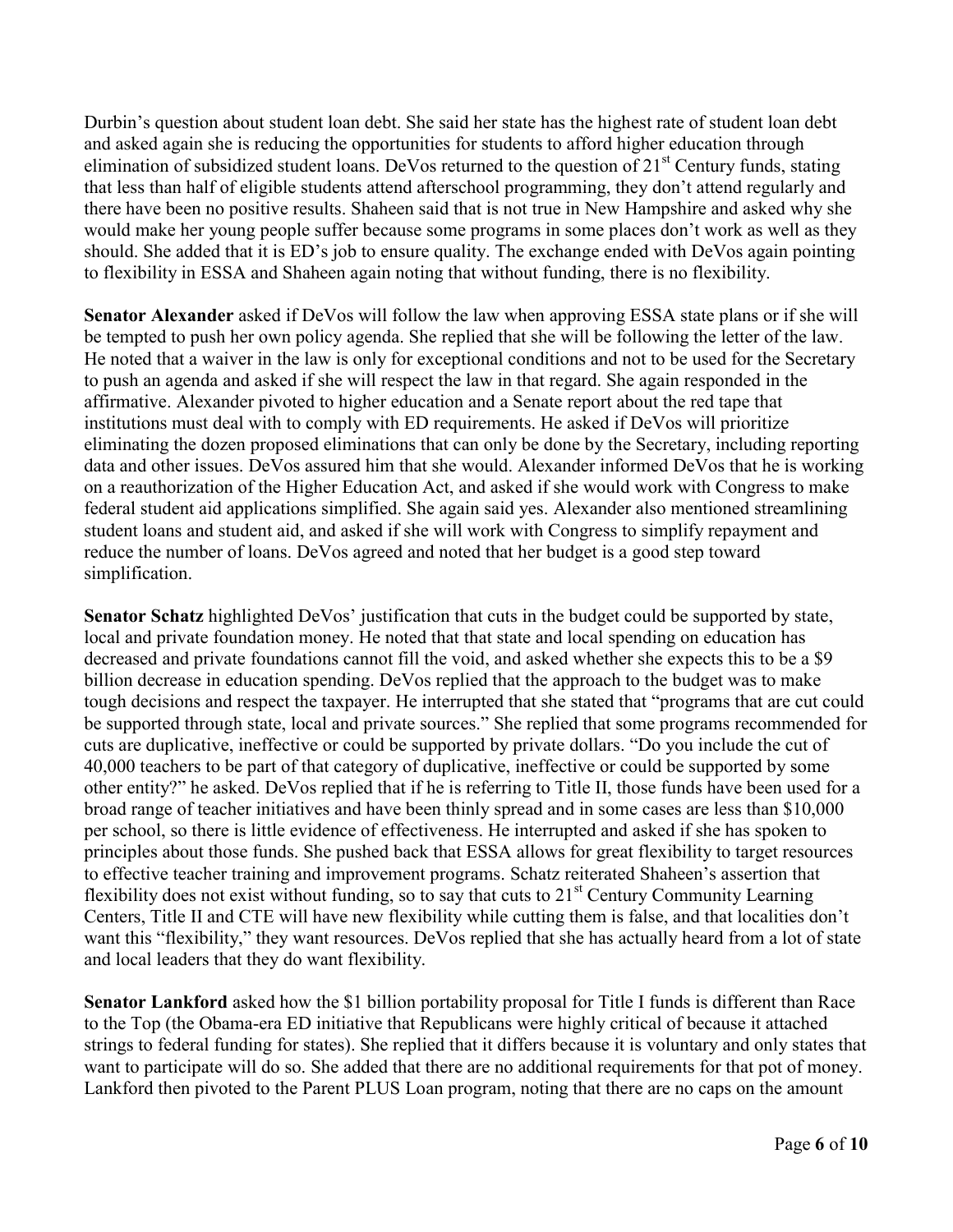Durbin's question about student loan debt. She said her state has the highest rate of student loan debt and asked again she is reducing the opportunities for students to afford higher education through elimination of subsidized student loans. DeVos returned to the question of 21st Century funds, stating that less than half of eligible students attend afterschool programming, they don't attend regularly and there have been no positive results. Shaheen said that is not true in New Hampshire and asked why she would make her young people suffer because some programs in some places don't work as well as they should. She added that it is ED's job to ensure quality. The exchange ended with DeVos again pointing to flexibility in ESSA and Shaheen again noting that without funding, there is no flexibility.

**Senator Alexander** asked if DeVos will follow the law when approving ESSA state plans or if she will be tempted to push her own policy agenda. She replied that she will be following the letter of the law. He noted that a waiver in the law is only for exceptional conditions and not to be used for the Secretary to push an agenda and asked if she will respect the law in that regard. She again responded in the affirmative. Alexander pivoted to higher education and a Senate report about the red tape that institutions must deal with to comply with ED requirements. He asked if DeVos will prioritize eliminating the dozen proposed eliminations that can only be done by the Secretary, including reporting data and other issues. DeVos assured him that she would. Alexander informed DeVos that he is working on a reauthorization of the Higher Education Act, and asked if she would work with Congress to make federal student aid applications simplified. She again said yes. Alexander also mentioned streamlining student loans and student aid, and asked if she will work with Congress to simplify repayment and reduce the number of loans. DeVos agreed and noted that her budget is a good step toward simplification.

**Senator Schatz** highlighted DeVos' justification that cuts in the budget could be supported by state, local and private foundation money. He noted that that state and local spending on education has decreased and private foundations cannot fill the void, and asked whether she expects this to be a $9 billion decrease in education spending. DeVos replied that the approach to the budget was to make tough decisions and respect the taxpayer. He interrupted that she stated that "programs that are cut could be supported through state, local and private sources." She replied that some programs recommended for cuts are duplicative, ineffective or could be supported by private dollars. "Do you include the cut of 40,000 teachers to be part of that category of duplicative, ineffective or could be supported by some other entity?" he asked. DeVos replied that if he is referring to Title II, those funds have been used for a broad range of teacher initiatives and have been thinly spread and in some cases are less than $10,000 per school, so there is little evidence of effectiveness. He interrupted and asked if she has spoken to principles about those funds. She pushed back that ESSA allows for great flexibility to target resources to effective teacher training and improvement programs. Schatz reiterated Shaheen's assertion that flexibility does not exist without funding, so to say that cuts to 21st Century Community Learning Centers, Title II and CTE will have new flexibility while cutting them is false, and that localities don't want this "flexibility," they want resources. DeVos replied that she has actually heard from a lot of state and local leaders that they do want flexibility.

**Senator Lankford** asked how the $1 billion portability proposal for Title I funds is different than Race to the Top (the Obama-era ED initiative that Republicans were highly critical of because it attached strings to federal funding for states). She replied that it differs because it is voluntary and only states that want to participate will do so. She added that there are no additional requirements for that pot of money. Lankford then pivoted to the Parent PLUS Loan program, noting that there are no caps on the amount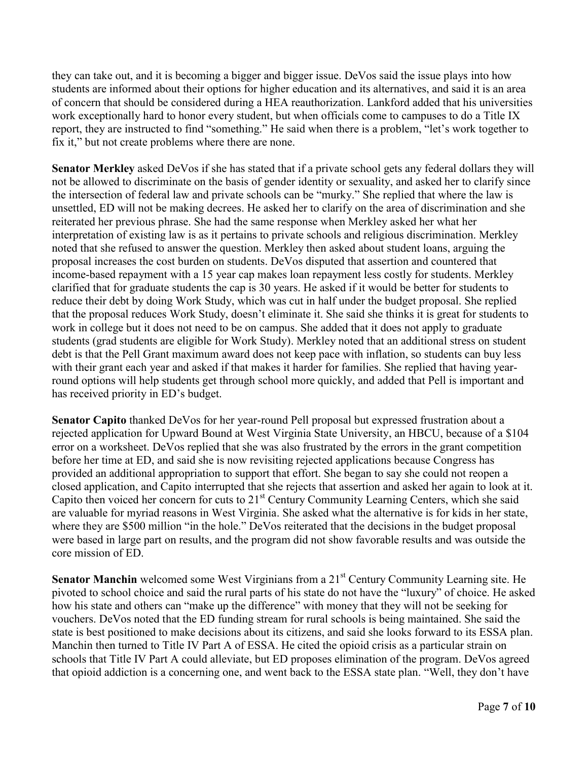they can take out, and it is becoming a bigger and bigger issue. DeVos said the issue plays into how students are informed about their options for higher education and its alternatives, and said it is an area of concern that should be considered during a HEA reauthorization. Lankford added that his universities work exceptionally hard to honor every student, but when officials come to campuses to do a Title IX report, they are instructed to find "something." He said when there is a problem, "let's work together to fix it," but not create problems where there are none.

**Senator Merkley** asked DeVos if she has stated that if a private school gets any federal dollars they will not be allowed to discriminate on the basis of gender identity or sexuality, and asked her to clarify since the intersection of federal law and private schools can be "murky." She replied that where the law is unsettled, ED will not be making decrees. He asked her to clarify on the area of discrimination and she reiterated her previous phrase. She had the same response when Merkley asked her what her interpretation of existing law is as it pertains to private schools and religious discrimination. Merkley noted that she refused to answer the question. Merkley then asked about student loans, arguing the proposal increases the cost burden on students. DeVos disputed that assertion and countered that income-based repayment with a 15 year cap makes loan repayment less costly for students. Merkley clarified that for graduate students the cap is 30 years. He asked if it would be better for students to reduce their debt by doing Work Study, which was cut in half under the budget proposal. She replied that the proposal reduces Work Study, doesn't eliminate it. She said she thinks it is great for students to work in college but it does not need to be on campus. She added that it does not apply to graduate students (grad students are eligible for Work Study). Merkley noted that an additional stress on student debt is that the Pell Grant maximum award does not keep pace with inflation, so students can buy less with their grant each year and asked if that makes it harder for families. She replied that having year-round options will help students get through school more quickly, and added that Pell is important and has received priority in ED's budget.

**Senator Capito** thanked DeVos for her year-round Pell proposal but expressed frustration about a rejected application for Upward Bound at West Virginia State University, an HBCU, because of a $104 error on a worksheet. DeVos replied that she was also frustrated by the errors in the grant competition before her time at ED, and said she is now revisiting rejected applications because Congress has provided an additional appropriation to support that effort. She began to say she could not reopen a closed application, and Capito interrupted that she rejects that assertion and asked her again to look at it. Capito then voiced her concern for cuts to 21st Century Community Learning Centers, which she said are valuable for myriad reasons in West Virginia. She asked what the alternative is for kids in her state, where they are $500 million "in the hole." DeVos reiterated that the decisions in the budget proposal were based in large part on results, and the program did not show favorable results and was outside the core mission of ED.

**Senator Manchin** welcomed some West Virginians from a 21st Century Community Learning site. He pivoted to school choice and said the rural parts of his state do not have the "luxury" of choice. He asked how his state and others can "make up the difference" with money that they will not be seeking for vouchers. DeVos noted that the ED funding stream for rural schools is being maintained. She said the state is best positioned to make decisions about its citizens, and said she looks forward to its ESSA plan. Manchin then turned to Title IV Part A of ESSA. He cited the opioid crisis as a particular strain on schools that Title IV Part A could alleviate, but ED proposes elimination of the program. DeVos agreed that opioid addiction is a concerning one, and went back to the ESSA state plan. "Well, they don't have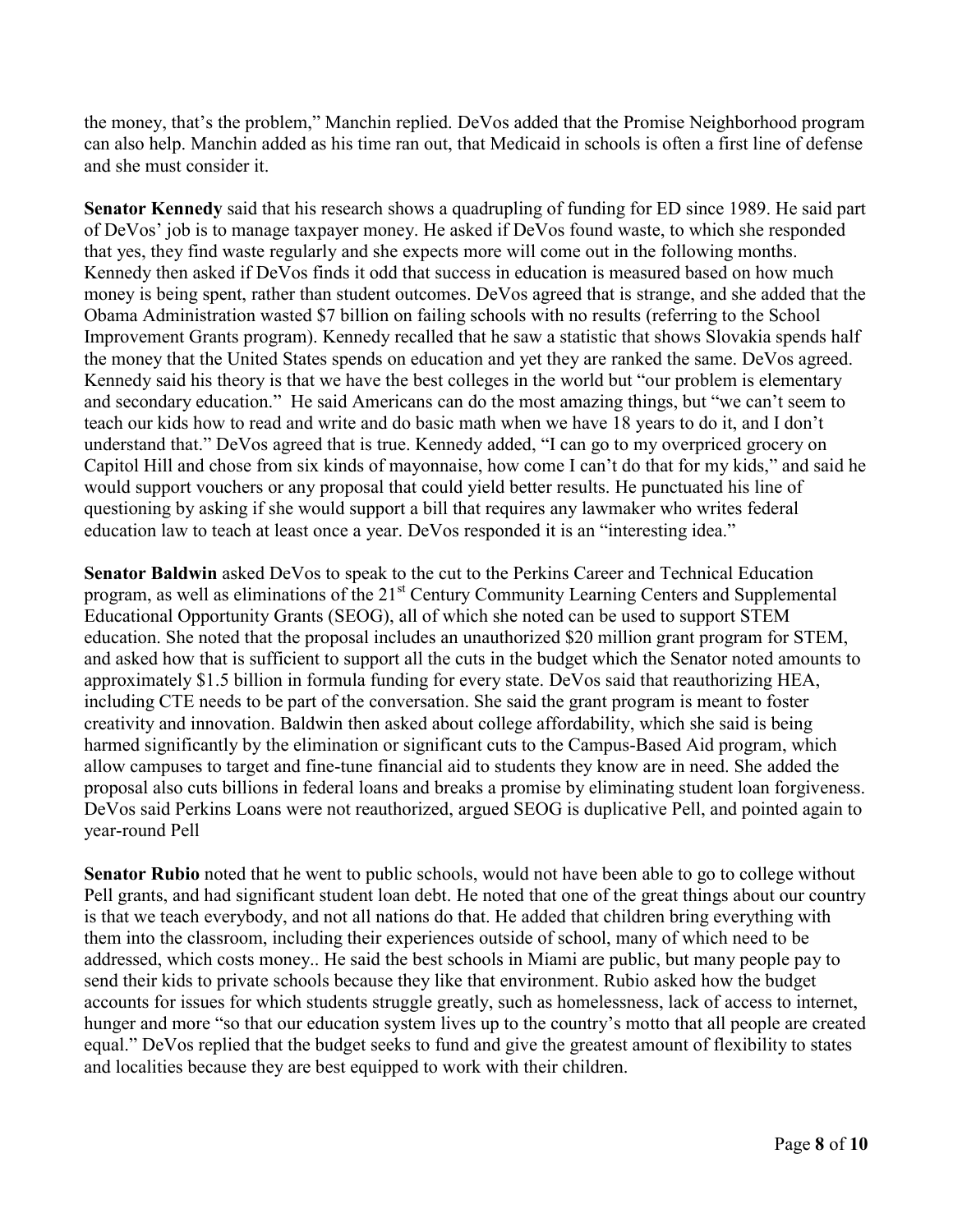the money, that's the problem," Manchin replied. DeVos added that the Promise Neighborhood program can also help. Manchin added as his time ran out, that Medicaid in schools is often a first line of defense and she must consider it.

**Senator Kennedy** said that his research shows a quadrupling of funding for ED since 1989. He said part of DeVos' job is to manage taxpayer money. He asked if DeVos found waste, to which she responded that yes, they find waste regularly and she expects more will come out in the following months. Kennedy then asked if DeVos finds it odd that success in education is measured based on how much money is being spent, rather than student outcomes. DeVos agreed that is strange, and she added that the Obama Administration wasted $7 billion on failing schools with no results (referring to the School Improvement Grants program). Kennedy recalled that he saw a statistic that shows Slovakia spends half the money that the United States spends on education and yet they are ranked the same. DeVos agreed. Kennedy said his theory is that we have the best colleges in the world but "our problem is elementary and secondary education." He said Americans can do the most amazing things, but "we can't seem to teach our kids how to read and write and do basic math when we have 18 years to do it, and I don't understand that." DeVos agreed that is true. Kennedy added, "I can go to my overpriced grocery on Capitol Hill and chose from six kinds of mayonnaise, how come I can't do that for my kids," and said he would support vouchers or any proposal that could yield better results. He punctuated his line of questioning by asking if she would support a bill that requires any lawmaker who writes federal education law to teach at least once a year. DeVos responded it is an "interesting idea."

**Senator Baldwin** asked DeVos to speak to the cut to the Perkins Career and Technical Education program, as well as eliminations of the 21st Century Community Learning Centers and Supplemental Educational Opportunity Grants (SEOG), all of which she noted can be used to support STEM education. She noted that the proposal includes an unauthorized $20 million grant program for STEM, and asked how that is sufficient to support all the cuts in the budget which the Senator noted amounts to approximately $1.5 billion in formula funding for every state. DeVos said that reauthorizing HEA, including CTE needs to be part of the conversation. She said the grant program is meant to foster creativity and innovation. Baldwin then asked about college affordability, which she said is being harmed significantly by the elimination or significant cuts to the Campus-Based Aid program, which allow campuses to target and fine-tune financial aid to students they know are in need. She added the proposal also cuts billions in federal loans and breaks a promise by eliminating student loan forgiveness. DeVos said Perkins Loans were not reauthorized, argued SEOG is duplicative Pell, and pointed again to year-round Pell

**Senator Rubio** noted that he went to public schools, would not have been able to go to college without Pell grants, and had significant student loan debt. He noted that one of the great things about our country is that we teach everybody, and not all nations do that. He added that children bring everything with them into the classroom, including their experiences outside of school, many of which need to be addressed, which costs money.. He said the best schools in Miami are public, but many people pay to send their kids to private schools because they like that environment. Rubio asked how the budget accounts for issues for which students struggle greatly, such as homelessness, lack of access to internet, hunger and more "so that our education system lives up to the country's motto that all people are created equal." DeVos replied that the budget seeks to fund and give the greatest amount of flexibility to states and localities because they are best equipped to work with their children.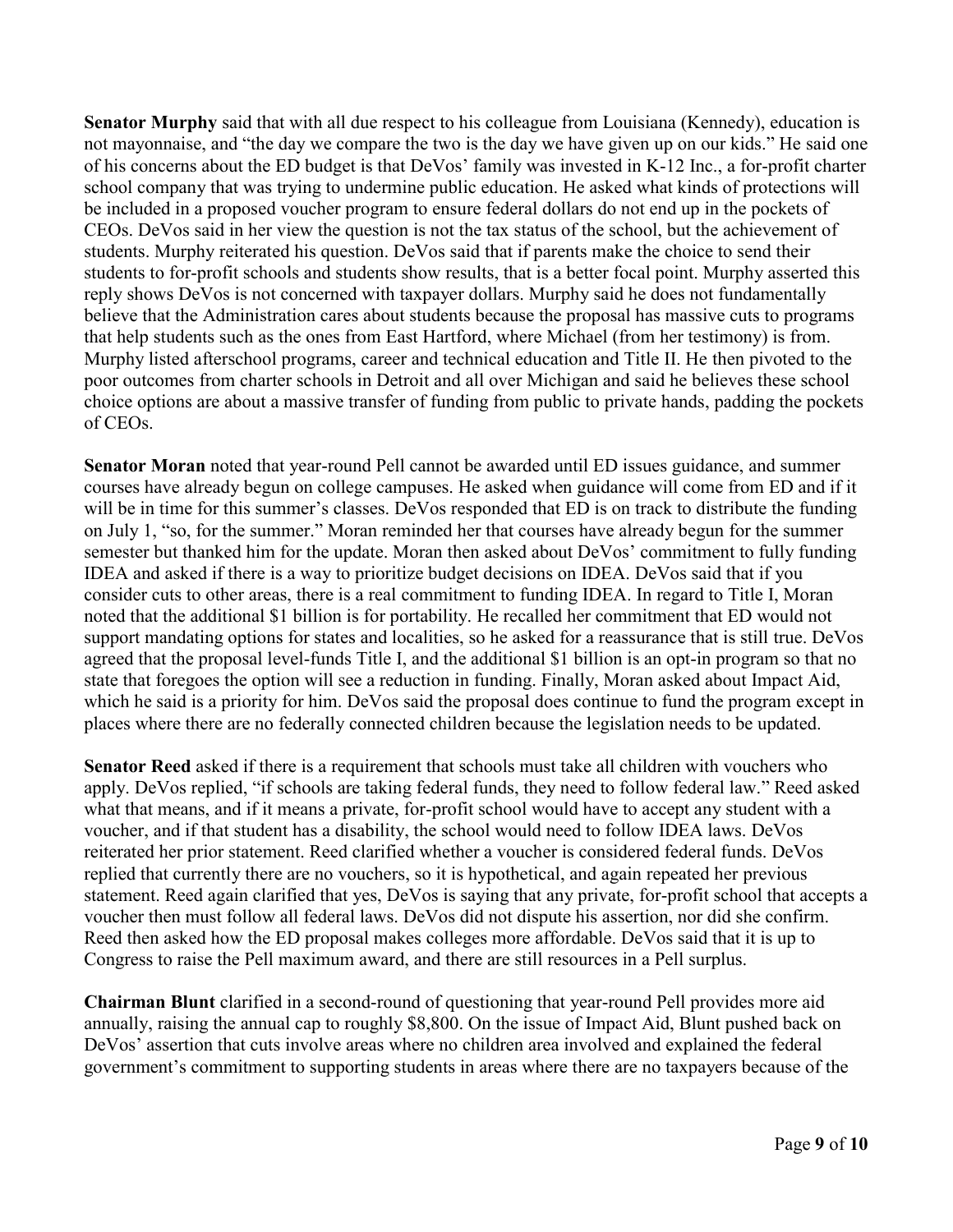**Senator Murphy** said that with all due respect to his colleague from Louisiana (Kennedy), education is not mayonnaise, and "the day we compare the two is the day we have given up on our kids." He said one of his concerns about the ED budget is that DeVos' family was invested in K-12 Inc., a for-profit charter school company that was trying to undermine public education. He asked what kinds of protections will be included in a proposed voucher program to ensure federal dollars do not end up in the pockets of CEOs. DeVos said in her view the question is not the tax status of the school, but the achievement of students. Murphy reiterated his question. DeVos said that if parents make the choice to send their students to for-profit schools and students show results, that is a better focal point. Murphy asserted this reply shows DeVos is not concerned with taxpayer dollars. Murphy said he does not fundamentally believe that the Administration cares about students because the proposal has massive cuts to programs that help students such as the ones from East Hartford, where Michael (from her testimony) is from. Murphy listed afterschool programs, career and technical education and Title II. He then pivoted to the poor outcomes from charter schools in Detroit and all over Michigan and said he believes these school choice options are about a massive transfer of funding from public to private hands, padding the pockets of CEOs.

**Senator Moran** noted that year-round Pell cannot be awarded until ED issues guidance, and summer courses have already begun on college campuses. He asked when guidance will come from ED and if it will be in time for this summer's classes. DeVos responded that ED is on track to distribute the funding on July 1, "so, for the summer." Moran reminded her that courses have already begun for the summer semester but thanked him for the update. Moran then asked about DeVos' commitment to fully funding IDEA and asked if there is a way to prioritize budget decisions on IDEA. DeVos said that if you consider cuts to other areas, there is a real commitment to funding IDEA. In regard to Title I, Moran noted that the additional $1 billion is for portability. He recalled her commitment that ED would not support mandating options for states and localities, so he asked for a reassurance that is still true. DeVos agreed that the proposal level-funds Title I, and the additional $1 billion is an opt-in program so that no state that foregoes the option will see a reduction in funding. Finally, Moran asked about Impact Aid, which he said is a priority for him. DeVos said the proposal does continue to fund the program except in places where there are no federally connected children because the legislation needs to be updated.

**Senator Reed** asked if there is a requirement that schools must take all children with vouchers who apply. DeVos replied, "if schools are taking federal funds, they need to follow federal law." Reed asked what that means, and if it means a private, for-profit school would have to accept any student with a voucher, and if that student has a disability, the school would need to follow IDEA laws. DeVos reiterated her prior statement. Reed clarified whether a voucher is considered federal funds. DeVos replied that currently there are no vouchers, so it is hypothetical, and again repeated her previous statement. Reed again clarified that yes, DeVos is saying that any private, for-profit school that accepts a voucher then must follow all federal laws. DeVos did not dispute his assertion, nor did she confirm. Reed then asked how the ED proposal makes colleges more affordable. DeVos said that it is up to Congress to raise the Pell maximum award, and there are still resources in a Pell surplus.

**Chairman Blunt** clarified in a second-round of questioning that year-round Pell provides more aid annually, raising the annual cap to roughly $8,800. On the issue of Impact Aid, Blunt pushed back on DeVos' assertion that cuts involve areas where no children area involved and explained the federal government's commitment to supporting students in areas where there are no taxpayers because of the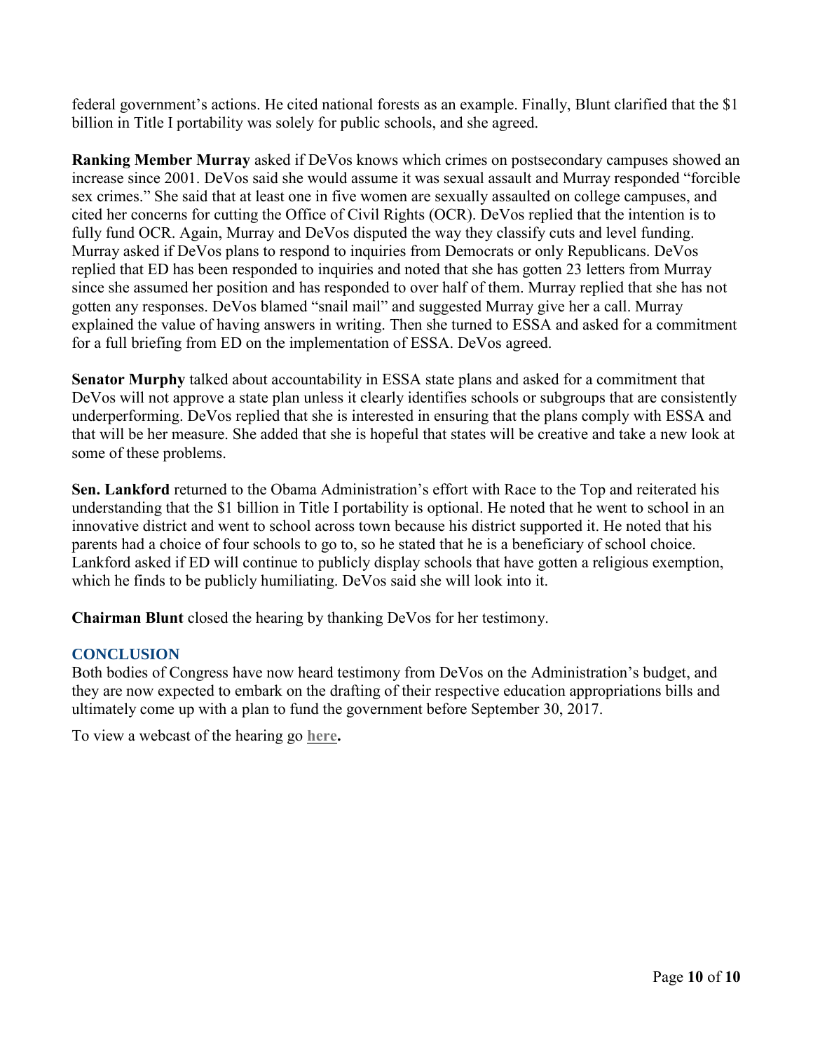federal government's actions. He cited national forests as an example. Finally, Blunt clarified that the $1 billion in Title I portability was solely for public schools, and she agreed.

**Ranking Member Murray** asked if DeVos knows which crimes on postsecondary campuses showed an increase since 2001. DeVos said she would assume it was sexual assault and Murray responded "forcible sex crimes." She said that at least one in five women are sexually assaulted on college campuses, and cited her concerns for cutting the Office of Civil Rights (OCR). DeVos replied that the intention is to fully fund OCR. Again, Murray and DeVos disputed the way they classify cuts and level funding. Murray asked if DeVos plans to respond to inquiries from Democrats or only Republicans. DeVos replied that ED has been responded to inquiries and noted that she has gotten 23 letters from Murray since she assumed her position and has responded to over half of them. Murray replied that she has not gotten any responses. DeVos blamed "snail mail" and suggested Murray give her a call. Murray explained the value of having answers in writing. Then she turned to ESSA and asked for a commitment for a full briefing from ED on the implementation of ESSA. DeVos agreed.

**Senator Murphy** talked about accountability in ESSA state plans and asked for a commitment that DeVos will not approve a state plan unless it clearly identifies schools or subgroups that are consistently underperforming. DeVos replied that she is interested in ensuring that the plans comply with ESSA and that will be her measure. She added that she is hopeful that states will be creative and take a new look at some of these problems.

**Sen. Lankford** returned to the Obama Administration's effort with Race to the Top and reiterated his understanding that the $1 billion in Title I portability is optional. He noted that he went to school in an innovative district and went to school across town because his district supported it. He noted that his parents had a choice of four schools to go to, so he stated that he is a beneficiary of school choice. Lankford asked if ED will continue to publicly display schools that have gotten a religious exemption, which he finds to be publicly humiliating. DeVos said she will look into it.

**Chairman Blunt** closed the hearing by thanking DeVos for her testimony.

## CONCLUSION

Both bodies of Congress have now heard testimony from DeVos on the Administration's budget, and they are now expected to embark on the drafting of their respective education appropriations bills and ultimately come up with a plan to fund the government before September 30, 2017.

To view a webcast of the hearing go **here.**